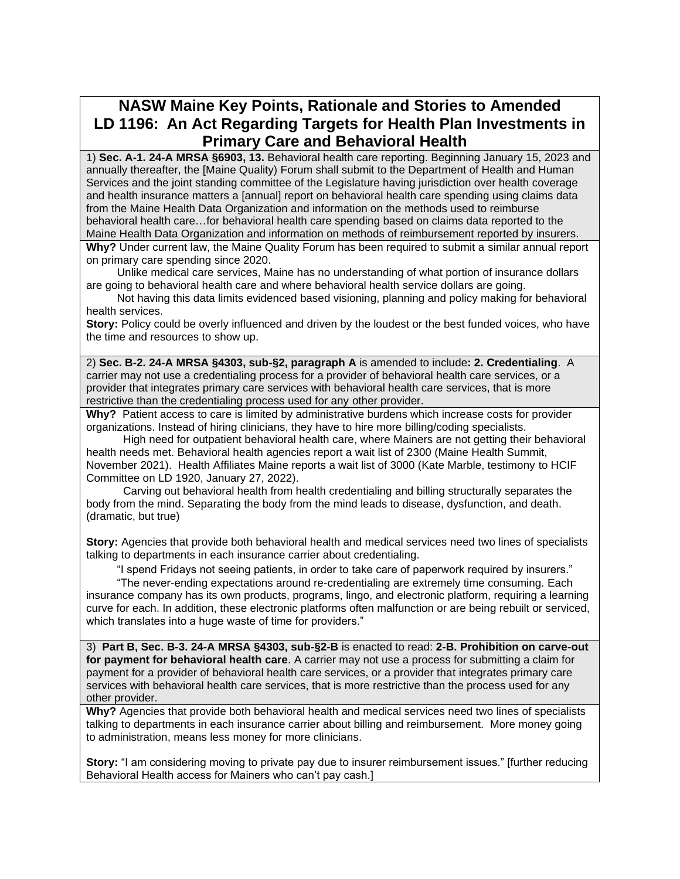# NASW Maine Key Points, Rationale and Stories to Amended LD 1196: An Act Regarding Targets for Health Plan Investments in Primary Care and Behavioral Health

1) **Sec. A-1. 24-A MRSA §6903, 13.** Behavioral health care reporting. Beginning January 15, 2023 and annually thereafter, the [Maine Quality] Forum shall submit to the Department of Health and Human Services and the joint standing committee of the Legislature having jurisdiction over health coverage and health insurance matters a [annual] report on behavioral health care spending using claims data from the Maine Health Data Organization and information on the methods used to reimburse behavioral health care…for behavioral health care spending based on claims data reported to the Maine Health Data Organization and information on methods of reimbursement reported by insurers.

**Why?** Under current law, the Maine Quality Forum has been required to submit a similar annual report on primary care spending since 2020.

Unlike medical care services, Maine has no understanding of what portion of insurance dollars are going to behavioral health care and where behavioral health service dollars are going.

Not having this data limits evidenced based visioning, planning and policy making for behavioral health services.

**Story:** Policy could be overly influenced and driven by the loudest or the best funded voices, who have the time and resources to show up.

2) **Sec. B-2. 24-A MRSA §4303, sub-§2, paragraph A** is amended to include**: 2. Credentialing**. A carrier may not use a credentialing process for a provider of behavioral health care services, or a provider that integrates primary care services with behavioral health care services, that is more restrictive than the credentialing process used for any other provider.

**Why?** Patient access to care is limited by administrative burdens which increase costs for provider organizations. Instead of hiring clinicians, they have to hire more billing/coding specialists.

High need for outpatient behavioral health care, where Mainers are not getting their behavioral health needs met. Behavioral health agencies report a wait list of 2300 (Maine Health Summit, November 2021). Health Affiliates Maine reports a wait list of 3000 (Kate Marble, testimony to HCIF Committee on LD 1920, January 27, 2022).

Carving out behavioral health from health credentialing and billing structurally separates the body from the mind. Separating the body from the mind leads to disease, dysfunction, and death. (dramatic, but true)

**Story:** Agencies that provide both behavioral health and medical services need two lines of specialists talking to departments in each insurance carrier about credentialing.

"I spend Fridays not seeing patients, in order to take care of paperwork required by insurers."

"The never-ending expectations around re-credentialing are extremely time consuming. Each insurance company has its own products, programs, lingo, and electronic platform, requiring a learning curve for each. In addition, these electronic platforms often malfunction or are being rebuilt or serviced, which translates into a huge waste of time for providers."

3) **Part B, Sec. B-3. 24-A MRSA §4303, sub-§2-B** is enacted to read: **2-B. Prohibition on carve-out for payment for behavioral health care**. A carrier may not use a process for submitting a claim for payment for a provider of behavioral health care services, or a provider that integrates primary care services with behavioral health care services, that is more restrictive than the process used for any other provider.

**Why?** Agencies that provide both behavioral health and medical services need two lines of specialists talking to departments in each insurance carrier about billing and reimbursement. More money going to administration, means less money for more clinicians.

**Story:** "I am considering moving to private pay due to insurer reimbursement issues." [further reducing Behavioral Health access for Mainers who can't pay cash.]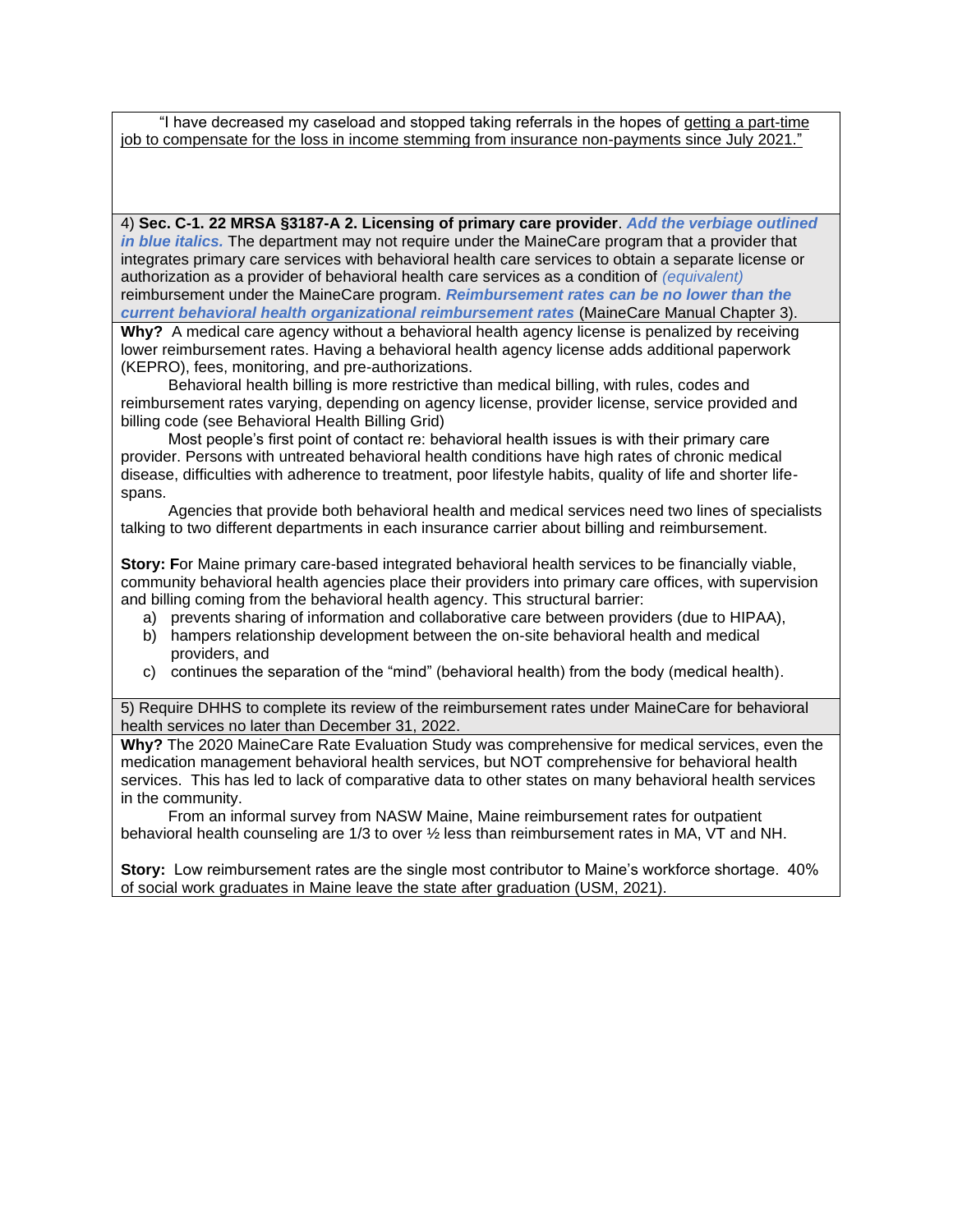"I have decreased my caseload and stopped taking referrals in the hopes of <u>getting a part-time job to compensate for the loss in income stemming from insurance non-payments since July 2021."</u>

4) **Sec. C-1. 22 MRSA §3187-A 2. Licensing of primary care provider**. ***Add the verbiage outlined in blue italics.*** The department may not require under the MaineCare program that a provider that integrates primary care services with behavioral health care services to obtain a separate license or authorization as a provider of behavioral health care services as a condition of *(equivalent)* reimbursement under the MaineCare program. ***Reimbursement rates can be no lower than the current behavioral health organizational reimbursement rates*** (MaineCare Manual Chapter 3).

**Why?** A medical care agency without a behavioral health agency license is penalized by receiving lower reimbursement rates. Having a behavioral health agency license adds additional paperwork (KEPRO), fees, monitoring, and pre-authorizations.

Behavioral health billing is more restrictive than medical billing, with rules, codes and reimbursement rates varying, depending on agency license, provider license, service provided and billing code (see Behavioral Health Billing Grid)

Most people's first point of contact re: behavioral health issues is with their primary care provider. Persons with untreated behavioral health conditions have high rates of chronic medical disease, difficulties with adherence to treatment, poor lifestyle habits, quality of life and shorter life-spans.

Agencies that provide both behavioral health and medical services need two lines of specialists talking to two different departments in each insurance carrier about billing and reimbursement.

**Story: F**or Maine primary care-based integrated behavioral health services to be financially viable, community behavioral health agencies place their providers into primary care offices, with supervision and billing coming from the behavioral health agency. This structural barrier:

a) prevents sharing of information and collaborative care between providers (due to HIPAA),
b) hampers relationship development between the on-site behavioral health and medical providers, and
c) continues the separation of the "mind" (behavioral health) from the body (medical health).

5) Require DHHS to complete its review of the reimbursement rates under MaineCare for behavioral health services no later than December 31, 2022.

**Why?** The 2020 MaineCare Rate Evaluation Study was comprehensive for medical services, even the medication management behavioral health services, but NOT comprehensive for behavioral health services. This has led to lack of comparative data to other states on many behavioral health services in the community.

From an informal survey from NASW Maine, Maine reimbursement rates for outpatient behavioral health counseling are 1/3 to over ½ less than reimbursement rates in MA, VT and NH.

**Story:** Low reimbursement rates are the single most contributor to Maine's workforce shortage. 40% of social work graduates in Maine leave the state after graduation (USM, 2021).